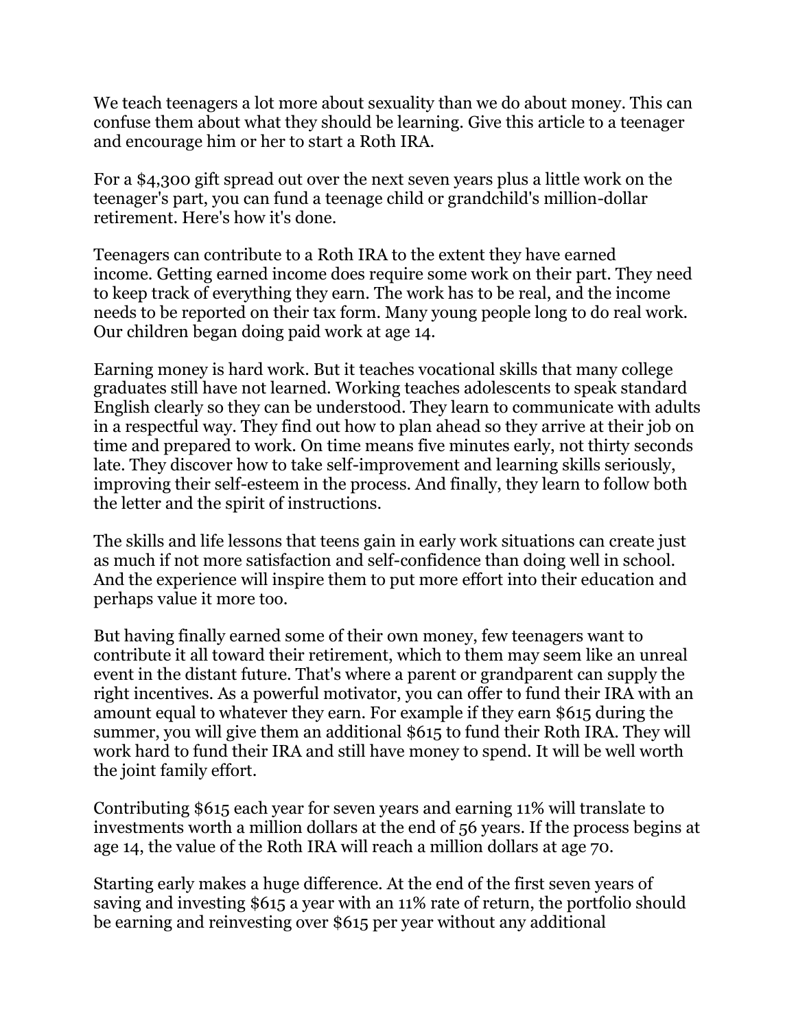We teach teenagers a lot more about sexuality than we do about money. This can confuse them about what they should be learning. Give this article to a teenager and encourage him or her to start a Roth IRA.

For a $4,300 gift spread out over the next seven years plus a little work on the teenager's part, you can fund a teenage child or grandchild's million-dollar retirement. Here's how it's done.

Teenagers can contribute to a Roth IRA to the extent they have earned income. Getting earned income does require some work on their part. They need to keep track of everything they earn. The work has to be real, and the income needs to be reported on their tax form. Many young people long to do real work. Our children began doing paid work at age 14.

Earning money is hard work. But it teaches vocational skills that many college graduates still have not learned. Working teaches adolescents to speak standard English clearly so they can be understood. They learn to communicate with adults in a respectful way. They find out how to plan ahead so they arrive at their job on time and prepared to work. On time means five minutes early, not thirty seconds late. They discover how to take self-improvement and learning skills seriously, improving their self-esteem in the process. And finally, they learn to follow both the letter and the spirit of instructions.

The skills and life lessons that teens gain in early work situations can create just as much if not more satisfaction and self-confidence than doing well in school. And the experience will inspire them to put more effort into their education and perhaps value it more too.

But having finally earned some of their own money, few teenagers want to contribute it all toward their retirement, which to them may seem like an unreal event in the distant future. That's where a parent or grandparent can supply the right incentives. As a powerful motivator, you can offer to fund their IRA with an amount equal to whatever they earn. For example if they earn $615 during the summer, you will give them an additional $615 to fund their Roth IRA. They will work hard to fund their IRA and still have money to spend. It will be well worth the joint family effort.

Contributing $615 each year for seven years and earning 11% will translate to investments worth a million dollars at the end of 56 years. If the process begins at age 14, the value of the Roth IRA will reach a million dollars at age 70.

Starting early makes a huge difference. At the end of the first seven years of saving and investing $615 a year with an 11% rate of return, the portfolio should be earning and reinvesting over $615 per year without any additional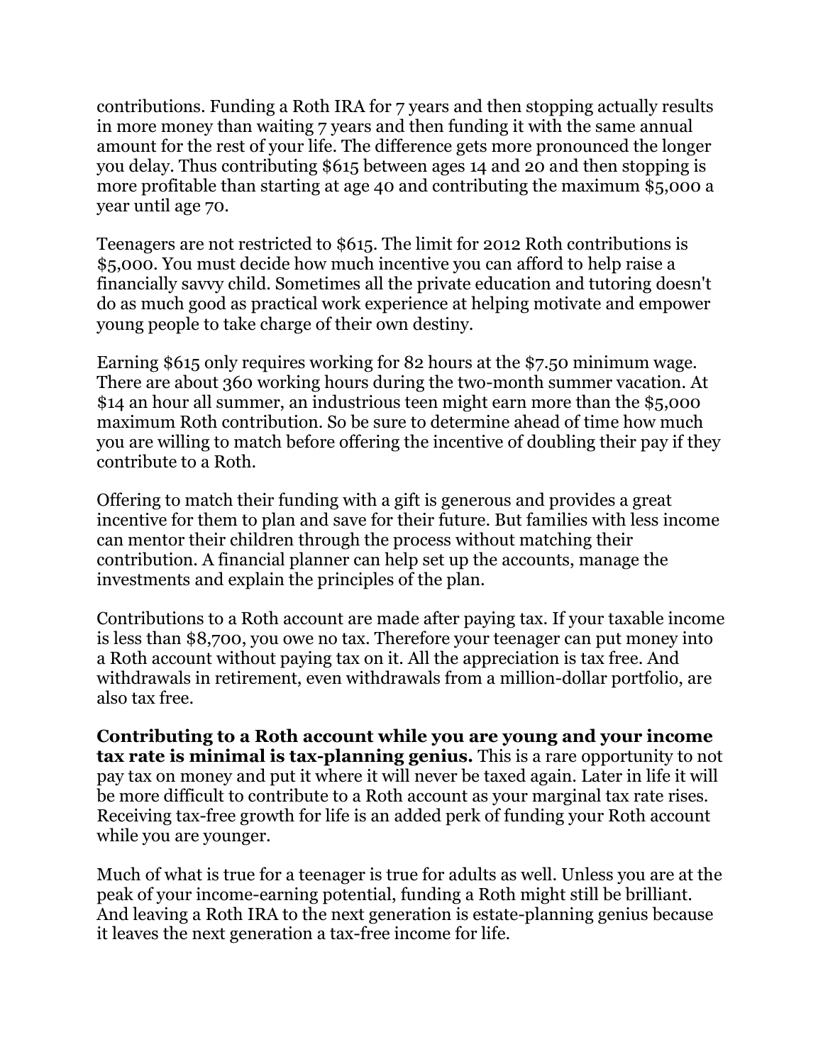contributions. Funding a Roth IRA for 7 years and then stopping actually results in more money than waiting 7 years and then funding it with the same annual amount for the rest of your life. The difference gets more pronounced the longer you delay. Thus contributing $615 between ages 14 and 20 and then stopping is more profitable than starting at age 40 and contributing the maximum $5,000 a year until age 70.

Teenagers are not restricted to $615. The limit for 2012 Roth contributions is $5,000. You must decide how much incentive you can afford to help raise a financially savvy child. Sometimes all the private education and tutoring doesn't do as much good as practical work experience at helping motivate and empower young people to take charge of their own destiny.

Earning $615 only requires working for 82 hours at the $7.50 minimum wage. There are about 360 working hours during the two-month summer vacation. At $14 an hour all summer, an industrious teen might earn more than the $5,000 maximum Roth contribution. So be sure to determine ahead of time how much you are willing to match before offering the incentive of doubling their pay if they contribute to a Roth.

Offering to match their funding with a gift is generous and provides a great incentive for them to plan and save for their future. But families with less income can mentor their children through the process without matching their contribution. A financial planner can help set up the accounts, manage the investments and explain the principles of the plan.

Contributions to a Roth account are made after paying tax. If your taxable income is less than $8,700, you owe no tax. Therefore your teenager can put money into a Roth account without paying tax on it. All the appreciation is tax free. And withdrawals in retirement, even withdrawals from a million-dollar portfolio, are also tax free.

**Contributing to a Roth account while you are young and your income tax rate is minimal is tax-planning genius.** This is a rare opportunity to not pay tax on money and put it where it will never be taxed again. Later in life it will be more difficult to contribute to a Roth account as your marginal tax rate rises. Receiving tax-free growth for life is an added perk of funding your Roth account while you are younger.

Much of what is true for a teenager is true for adults as well. Unless you are at the peak of your income-earning potential, funding a Roth might still be brilliant. And leaving a Roth IRA to the next generation is estate-planning genius because it leaves the next generation a tax-free income for life.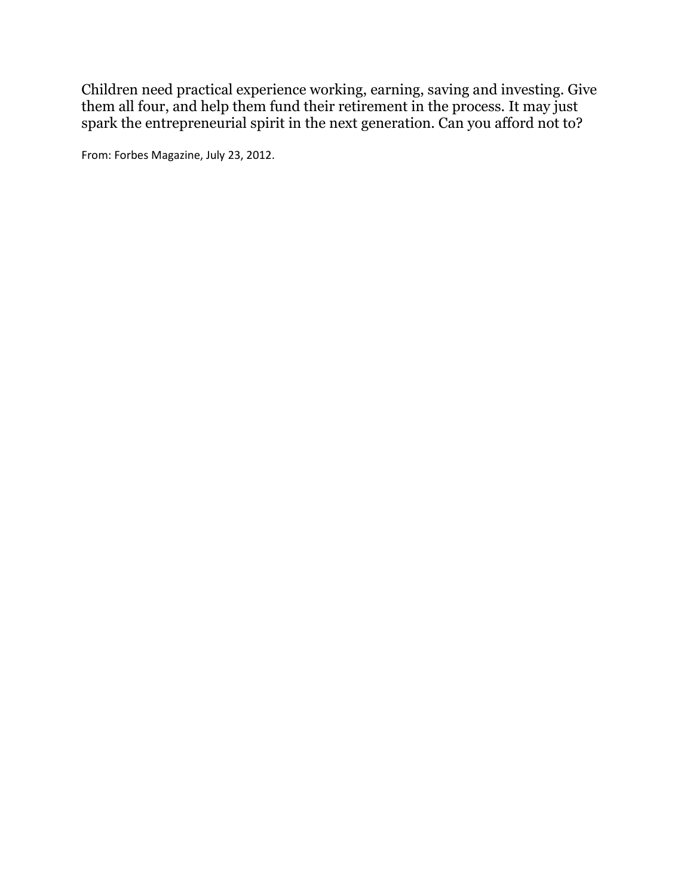Children need practical experience working, earning, saving and investing. Give them all four, and help them fund their retirement in the process. It may just spark the entrepreneurial spirit in the next generation. Can you afford not to?

From: Forbes Magazine, July 23, 2012.